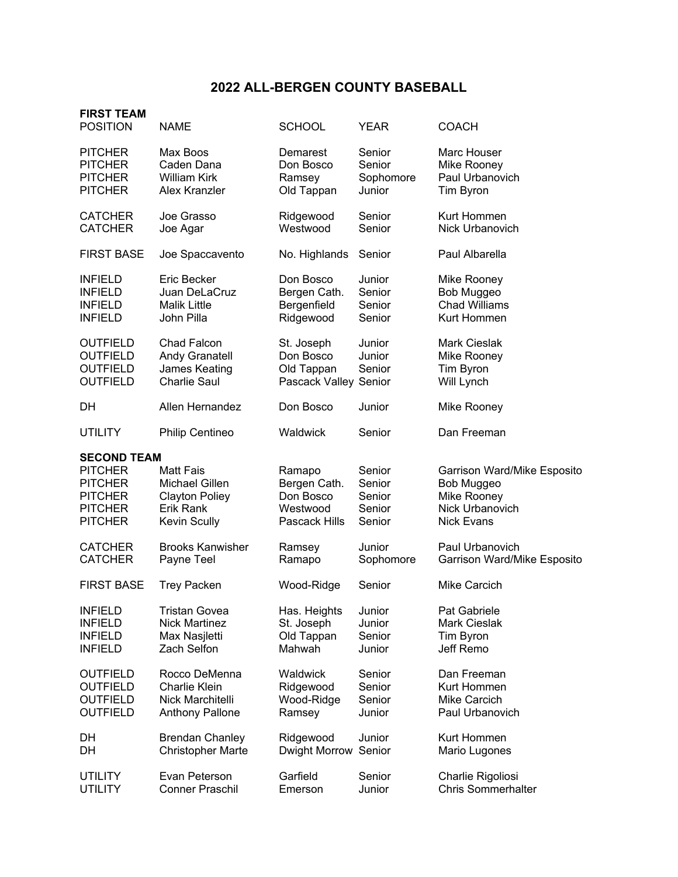# 2022 ALL-BERGEN COUNTY BASEBALL

**FIRST TEAM**

| POSITION | NAME | SCHOOL | YEAR | COACH |
|---|---|---|---|---|
| PITCHER | Max Boos | Demarest | Senior | Marc Houser |
| PITCHER | Caden Dana | Don Bosco | Senior | Mike Rooney |
| PITCHER | William Kirk | Ramsey | Sophomore | Paul Urbanovich |
| PITCHER | Alex Kranzler | Old Tappan | Junior | Tim Byron |
| CATCHER | Joe Grasso | Ridgewood | Senior | Kurt Hommen |
| CATCHER | Joe Agar | Westwood | Senior | Nick Urbanovich |
| FIRST BASE | Joe Spaccavento | No. Highlands | Senior | Paul Albarella |
| INFIELD | Eric Becker | Don Bosco | Junior | Mike Rooney |
| INFIELD | Juan DeLaCruz | Bergen Cath. | Senior | Bob Muggeo |
| INFIELD | Malik Little | Bergenfield | Senior | Chad Williams |
| INFIELD | John Pilla | Ridgewood | Senior | Kurt Hommen |
| OUTFIELD | Chad Falcon | St. Joseph | Junior | Mark Cieslak |
| OUTFIELD | Andy Granatell | Don Bosco | Junior | Mike Rooney |
| OUTFIELD | James Keating | Old Tappan | Senior | Tim Byron |
| OUTFIELD | Charlie Saul | Pascack Valley | Senior | Will Lynch |
| DH | Allen Hernandez | Don Bosco | Junior | Mike Rooney |
| UTILITY | Philip Centineo | Waldwick | Senior | Dan Freeman |

**SECOND TEAM**

| POSITION | NAME | SCHOOL | YEAR | COACH |
|---|---|---|---|---|
| PITCHER | Matt Fais | Ramapo | Senior | Garrison Ward/Mike Esposito |
| PITCHER | Michael Gillen | Bergen Cath. | Senior | Bob Muggeo |
| PITCHER | Clayton Poliey | Don Bosco | Senior | Mike Rooney |
| PITCHER | Erik Rank | Westwood | Senior | Nick Urbanovich |
| PITCHER | Kevin Scully | Pascack Hills | Senior | Nick Evans |
| CATCHER | Brooks Kanwisher | Ramsey | Junior | Paul Urbanovich |
| CATCHER | Payne Teel | Ramapo | Sophomore | Garrison Ward/Mike Esposito |
| FIRST BASE | Trey Packen | Wood-Ridge | Senior | Mike Carcich |
| INFIELD | Tristan Govea | Has. Heights | Junior | Pat Gabriele |
| INFIELD | Nick Martinez | St. Joseph | Junior | Mark Cieslak |
| INFIELD | Max Nasjletti | Old Tappan | Senior | Tim Byron |
| INFIELD | Zach Selfon | Mahwah | Junior | Jeff Remo |
| OUTFIELD | Rocco DeMenna | Waldwick | Senior | Dan Freeman |
| OUTFIELD | Charlie Klein | Ridgewood | Senior | Kurt Hommen |
| OUTFIELD | Nick Marchitelli | Wood-Ridge | Senior | Mike Carcich |
| OUTFIELD | Anthony Pallone | Ramsey | Junior | Paul Urbanovich |
| DH | Brendan Chanley | Ridgewood | Junior | Kurt Hommen |
| DH | Christopher Marte | Dwight Morrow | Senior | Mario Lugones |
| UTILITY | Evan Peterson | Garfield | Senior | Charlie Rigoliosi |
| UTILITY | Conner Praschil | Emerson | Junior | Chris Sommerhalter |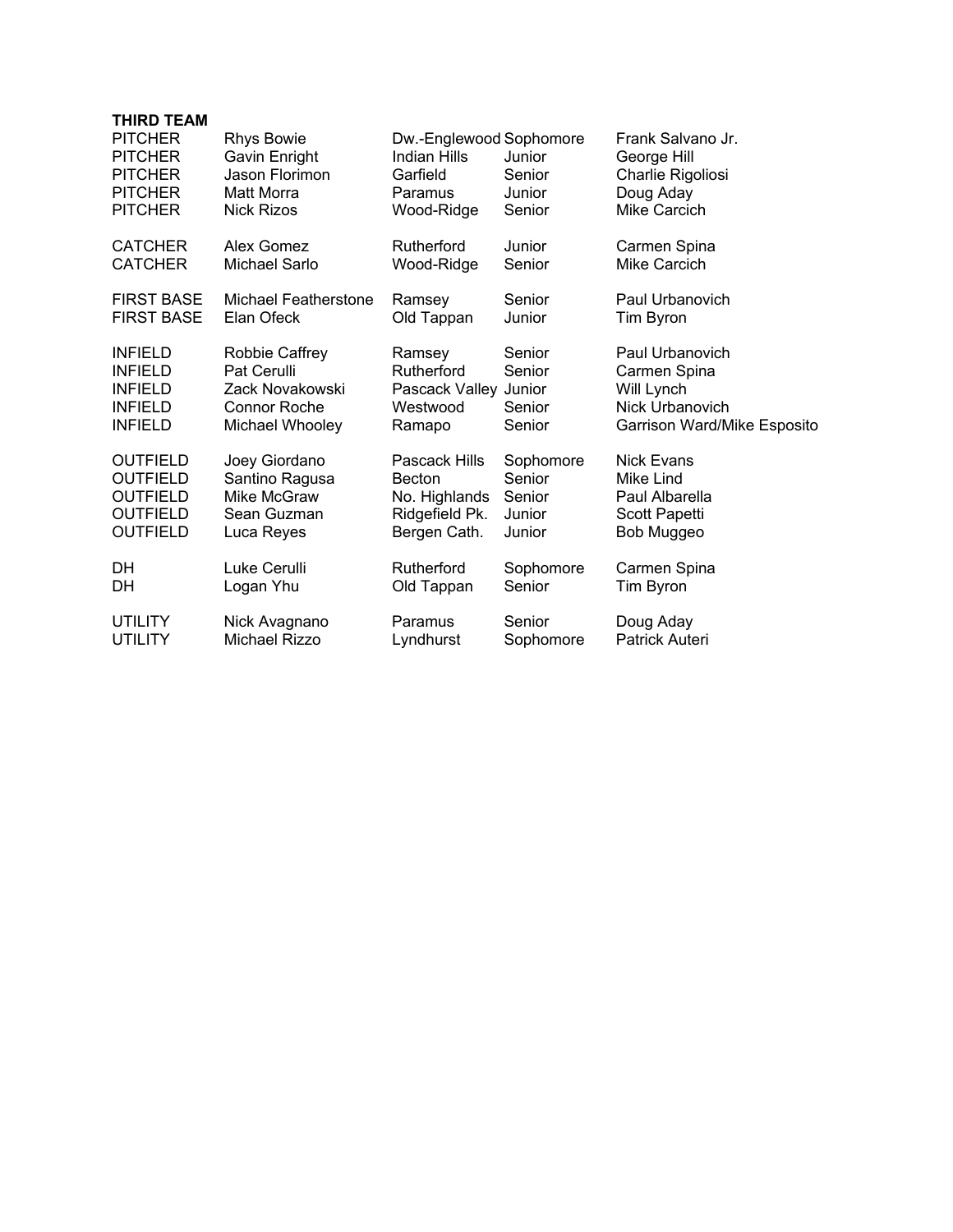**THIRD TEAM**

| | | | | |
|---|---|---|---|---|
| PITCHER | Rhys Bowie | Dw.-Englewood | Sophomore | Frank Salvano Jr. |
| PITCHER | Gavin Enright | Indian Hills | Junior | George Hill |
| PITCHER | Jason Florimon | Garfield | Senior | Charlie Rigoliosi |
| PITCHER | Matt Morra | Paramus | Junior | Doug Aday |
| PITCHER | Nick Rizos | Wood-Ridge | Senior | Mike Carcich |
| | | | | |
| CATCHER | Alex Gomez | Rutherford | Junior | Carmen Spina |
| CATCHER | Michael Sarlo | Wood-Ridge | Senior | Mike Carcich |
| | | | | |
| FIRST BASE | Michael Featherstone | Ramsey | Senior | Paul Urbanovich |
| FIRST BASE | Elan Ofeck | Old Tappan | Junior | Tim Byron |
| | | | | |
| INFIELD | Robbie Caffrey | Ramsey | Senior | Paul Urbanovich |
| INFIELD | Pat Cerulli | Rutherford | Senior | Carmen Spina |
| INFIELD | Zack Novakowski | Pascack Valley | Junior | Will Lynch |
| INFIELD | Connor Roche | Westwood | Senior | Nick Urbanovich |
| INFIELD | Michael Whooley | Ramapo | Senior | Garrison Ward/Mike Esposito |
| | | | | |
| OUTFIELD | Joey Giordano | Pascack Hills | Sophomore | Nick Evans |
| OUTFIELD | Santino Ragusa | Becton | Senior | Mike Lind |
| OUTFIELD | Mike McGraw | No. Highlands | Senior | Paul Albarella |
| OUTFIELD | Sean Guzman | Ridgefield Pk. | Junior | Scott Papetti |
| OUTFIELD | Luca Reyes | Bergen Cath. | Junior | Bob Muggeo |
| | | | | |
| DH | Luke Cerulli | Rutherford | Sophomore | Carmen Spina |
| DH | Logan Yhu | Old Tappan | Senior | Tim Byron |
| | | | | |
| UTILITY | Nick Avagnano | Paramus | Senior | Doug Aday |
| UTILITY | Michael Rizzo | Lyndhurst | Sophomore | Patrick Auteri |